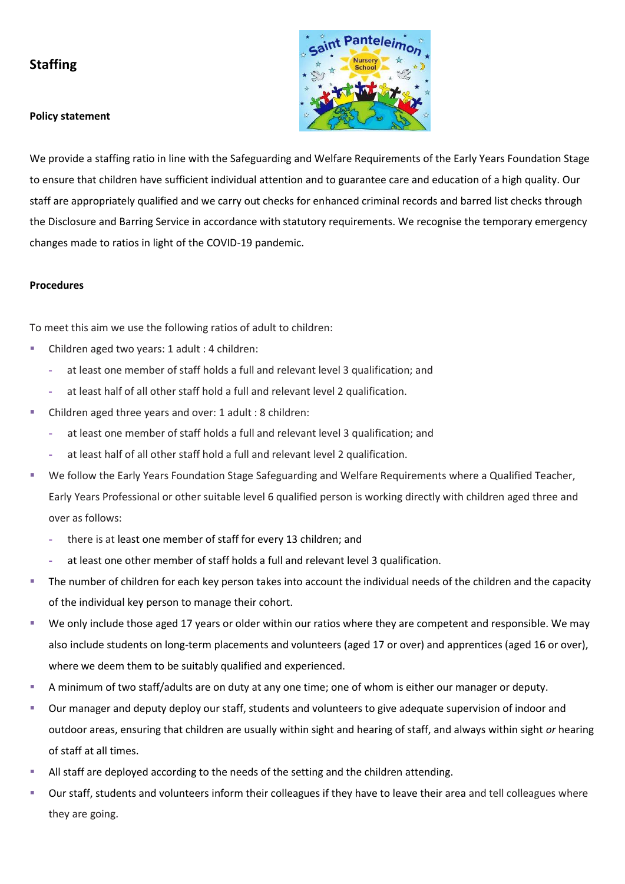# Staffing

**Policy statement**

We provide a staffing ratio in line with the Safeguarding and Welfare Requirements of the Early Years Foundation Stage to ensure that children have sufficient individual attention and to guarantee care and education of a high quality. Our staff are appropriately qualified and we carry out checks for enhanced criminal records and barred list checks through the Disclosure and Barring Service in accordance with statutory requirements. We recognise the temporary emergency changes made to ratios in light of the COVID-19 pandemic.

**Procedures**

To meet this aim we use the following ratios of adult to children:

- Children aged two years: 1 adult : 4 children:
  - at least one member of staff holds a full and relevant level 3 qualification; and
  - at least half of all other staff hold a full and relevant level 2 qualification.
- Children aged three years and over: 1 adult : 8 children:
  - at least one member of staff holds a full and relevant level 3 qualification; and
  - at least half of all other staff hold a full and relevant level 2 qualification.
- We follow the Early Years Foundation Stage Safeguarding and Welfare Requirements where a Qualified Teacher, Early Years Professional or other suitable level 6 qualified person is working directly with children aged three and over as follows:
  - there is at least one member of staff for every 13 children; and
  - at least one other member of staff holds a full and relevant level 3 qualification.
- The number of children for each key person takes into account the individual needs of the children and the capacity of the individual key person to manage their cohort.
- We only include those aged 17 years or older within our ratios where they are competent and responsible. We may also include students on long-term placements and volunteers (aged 17 or over) and apprentices (aged 16 or over), where we deem them to be suitably qualified and experienced.
- A minimum of two staff/adults are on duty at any one time; one of whom is either our manager or deputy.
- Our manager and deputy deploy our staff, students and volunteers to give adequate supervision of indoor and outdoor areas, ensuring that children are usually within sight and hearing of staff, and always within sight *or* hearing of staff at all times.
- All staff are deployed according to the needs of the setting and the children attending.
- Our staff, students and volunteers inform their colleagues if they have to leave their area and tell colleagues where they are going.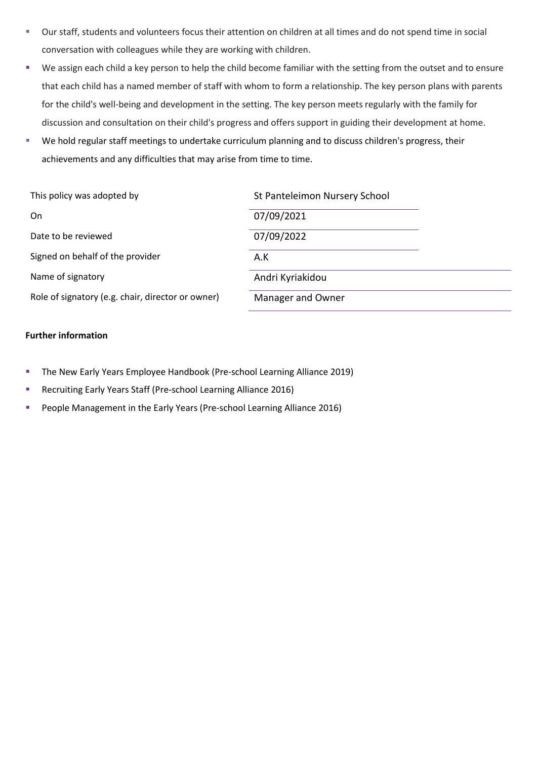- Our staff, students and volunteers focus their attention on children at all times and do not spend time in social conversation with colleagues while they are working with children.
- We assign each child a key person to help the child become familiar with the setting from the outset and to ensure that each child has a named member of staff with whom to form a relationship. The key person plans with parents for the child's well-being and development in the setting. The key person meets regularly with the family for discussion and consultation on their child's progress and offers support in guiding their development at home.
- We hold regular staff meetings to undertake curriculum planning and to discuss children's progress, their achievements and any difficulties that may arise from time to time.

| | |
|---|---|
| This policy was adopted by | St Panteleimon Nursery School |
| On | 07/09/2021 |
| Date to be reviewed | 07/09/2022 |
| Signed on behalf of the provider | A.K |
| Name of signatory | Andri Kyriakidou |
| Role of signatory (e.g. chair, director or owner) | Manager and Owner |

**Further information**

- The New Early Years Employee Handbook (Pre-school Learning Alliance 2019)
- Recruiting Early Years Staff (Pre-school Learning Alliance 2016)
- People Management in the Early Years (Pre-school Learning Alliance 2016)